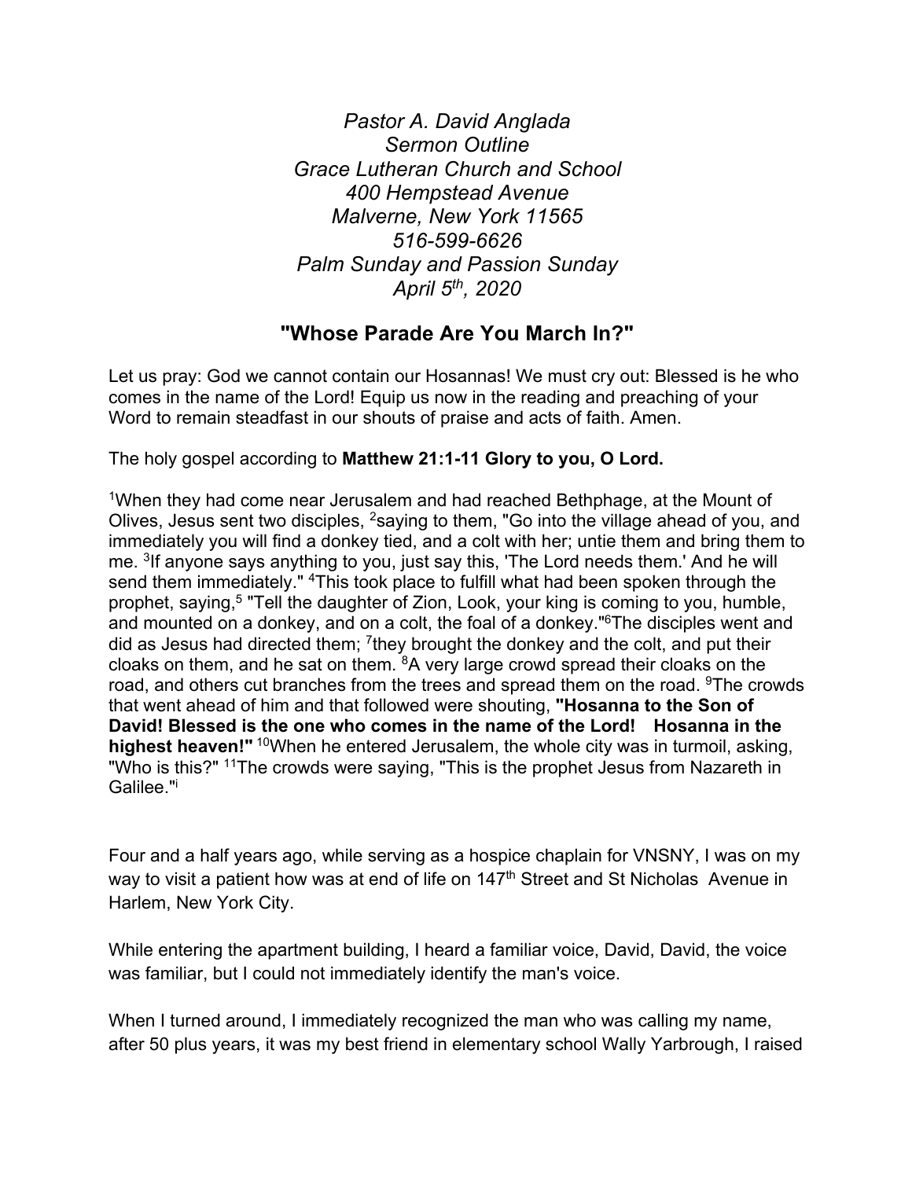*Pastor A. David Anglada*
*Sermon Outline*
*Grace Lutheran Church and School*
*400 Hempstead Avenue*
*Malverne, New York 11565*
*516-599-6626*
*Palm Sunday and Passion Sunday*
*April 5th, 2020*

## "Whose Parade Are You March In?"

Let us pray: God we cannot contain our Hosannas! We must cry out: Blessed is he who comes in the name of the Lord! Equip us now in the reading and preaching of your Word to remain steadfast in our shouts of praise and acts of faith. Amen.

The holy gospel according to **Matthew 21:1-11 Glory to you, O Lord.**

[1]When they had come near Jerusalem and had reached Bethphage, at the Mount of Olives, Jesus sent two disciples, [2]saying to them, "Go into the village ahead of you, and immediately you will find a donkey tied, and a colt with her; untie them and bring them to me. [3]If anyone says anything to you, just say this, 'The Lord needs them.' And he will send them immediately." [4]This took place to fulfill what had been spoken through the prophet, saying,[5] "Tell the daughter of Zion, Look, your king is coming to you, humble, and mounted on a donkey, and on a colt, the foal of a donkey."[6]The disciples went and did as Jesus had directed them; [7]they brought the donkey and the colt, and put their cloaks on them, and he sat on them. [8]A very large crowd spread their cloaks on the road, and others cut branches from the trees and spread them on the road. [9]The crowds that went ahead of him and that followed were shouting, **"Hosanna to the Son of David! Blessed is the one who comes in the name of the Lord! Hosanna in the highest heaven!"** [10]When he entered Jerusalem, the whole city was in turmoil, asking, "Who is this?" [11]The crowds were saying, "This is the prophet Jesus from Nazareth in Galilee."[i]

Four and a half years ago, while serving as a hospice chaplain for VNSNY, I was on my way to visit a patient how was at end of life on 147th Street and St Nicholas Avenue in Harlem, New York City.

While entering the apartment building, I heard a familiar voice, David, David, the voice was familiar, but I could not immediately identify the man's voice.

When I turned around, I immediately recognized the man who was calling my name, after 50 plus years, it was my best friend in elementary school Wally Yarbrough, I raised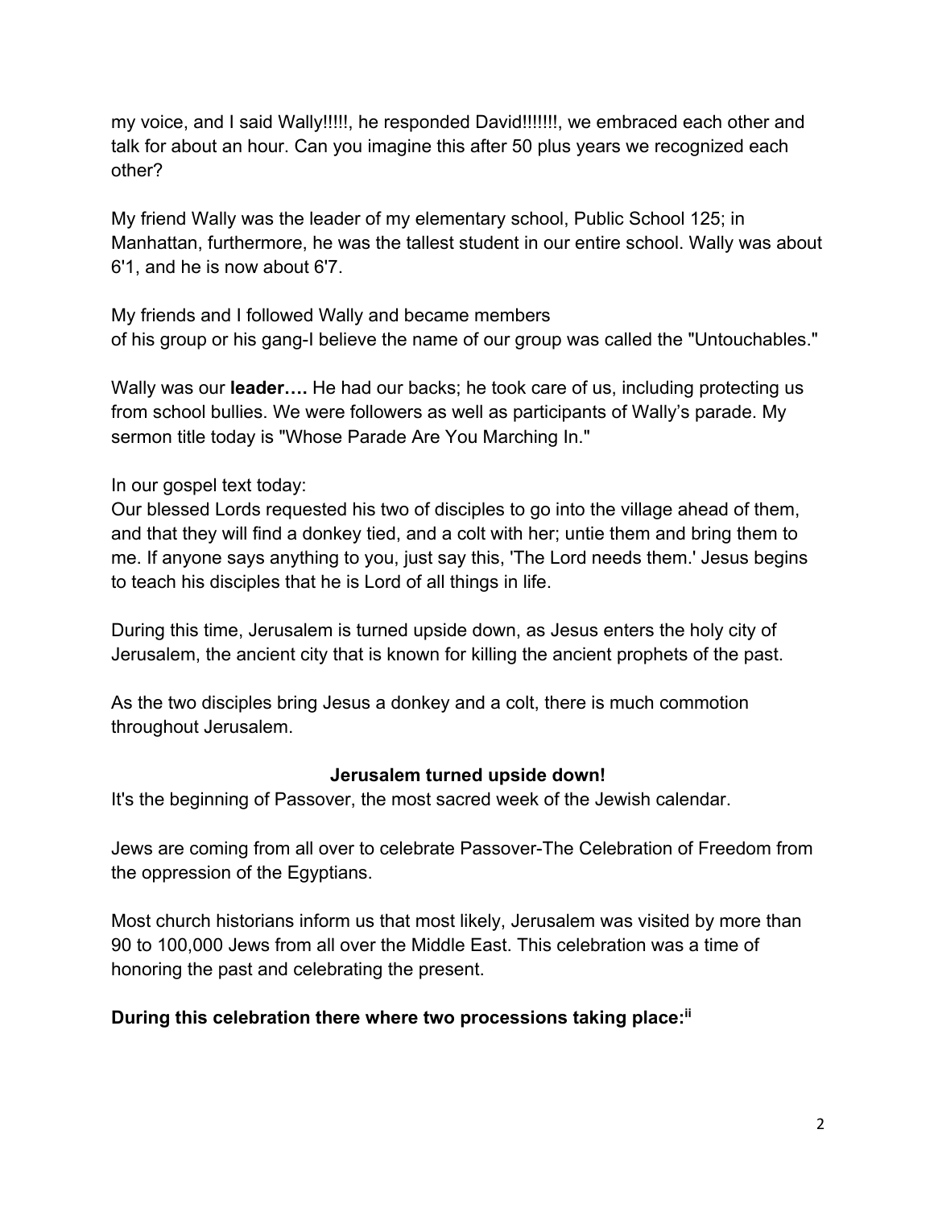my voice, and I said Wally!!!!!, he responded David!!!!!!!, we embraced each other and talk for about an hour. Can you imagine this after 50 plus years we recognized each other?

My friend Wally was the leader of my elementary school, Public School 125; in Manhattan, furthermore, he was the tallest student in our entire school. Wally was about 6'1, and he is now about 6'7.

My friends and I followed Wally and became members
of his group or his gang-I believe the name of our group was called the "Untouchables."

Wally was our **leader….** He had our backs; he took care of us, including protecting us from school bullies. We were followers as well as participants of Wally's parade. My sermon title today is "Whose Parade Are You Marching In."

In our gospel text today:
Our blessed Lords requested his two of disciples to go into the village ahead of them, and that they will find a donkey tied, and a colt with her; untie them and bring them to me. If anyone says anything to you, just say this, 'The Lord needs them.' Jesus begins to teach his disciples that he is Lord of all things in life.

During this time, Jerusalem is turned upside down, as Jesus enters the holy city of Jerusalem, the ancient city that is known for killing the ancient prophets of the past.

As the two disciples bring Jesus a donkey and a colt, there is much commotion throughout Jerusalem.

**Jerusalem turned upside down!**

It's the beginning of Passover, the most sacred week of the Jewish calendar.

Jews are coming from all over to celebrate Passover-The Celebration of Freedom from the oppression of the Egyptians.

Most church historians inform us that most likely, Jerusalem was visited by more than 90 to 100,000 Jews from all over the Middle East. This celebration was a time of honoring the past and celebrating the present.

**During this celebration there where two processions taking place:**[ii]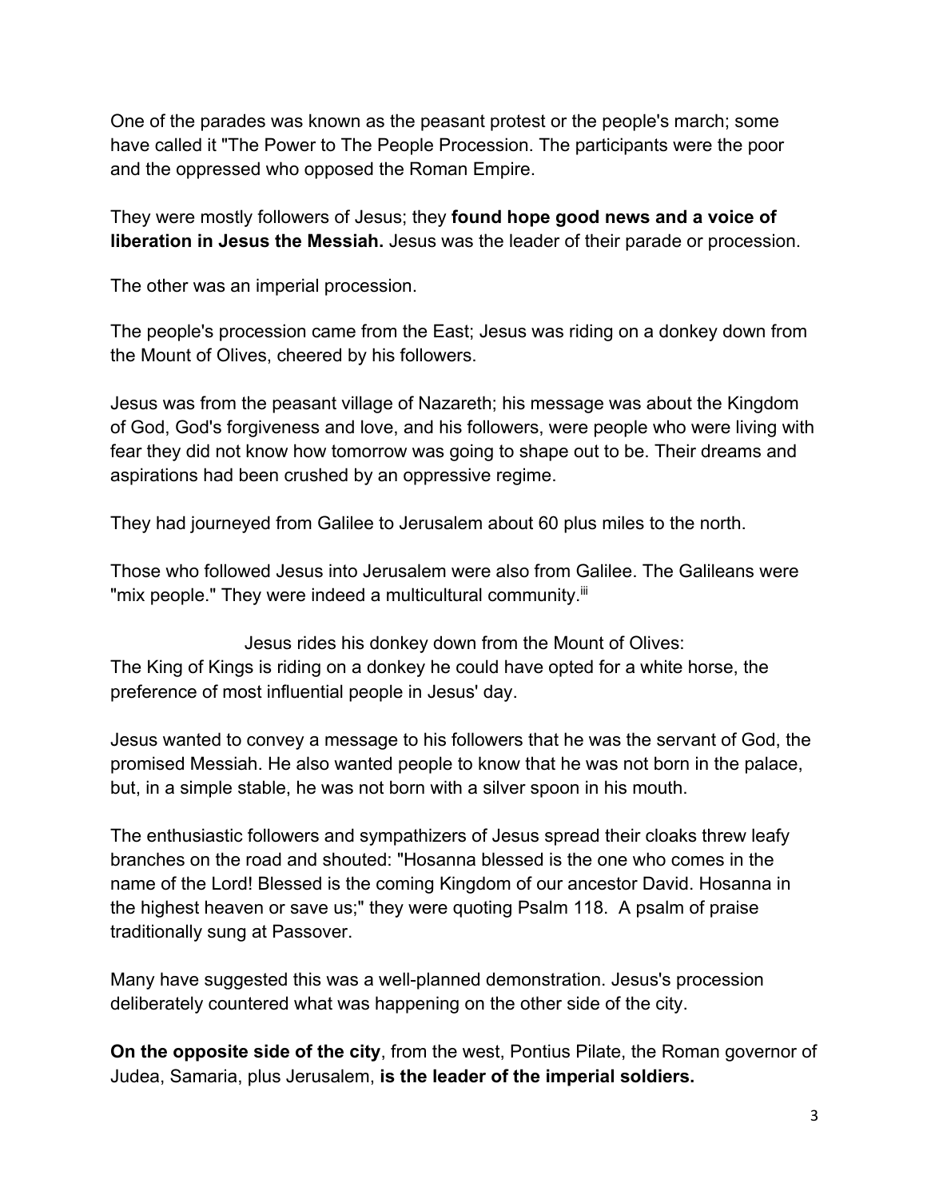One of the parades was known as the peasant protest or the people's march; some have called it "The Power to The People Procession. The participants were the poor and the oppressed who opposed the Roman Empire.

They were mostly followers of Jesus; they **found hope good news and a voice of liberation in Jesus the Messiah.** Jesus was the leader of their parade or procession.

The other was an imperial procession.

The people's procession came from the East; Jesus was riding on a donkey down from the Mount of Olives, cheered by his followers.

Jesus was from the peasant village of Nazareth; his message was about the Kingdom of God, God's forgiveness and love, and his followers, were people who were living with fear they did not know how tomorrow was going to shape out to be. Their dreams and aspirations had been crushed by an oppressive regime.

They had journeyed from Galilee to Jerusalem about 60 plus miles to the north.

Those who followed Jesus into Jerusalem were also from Galilee. The Galileans were "mix people." They were indeed a multicultural community.[iii]

Jesus rides his donkey down from the Mount of Olives:

The King of Kings is riding on a donkey he could have opted for a white horse, the preference of most influential people in Jesus' day.

Jesus wanted to convey a message to his followers that he was the servant of God, the promised Messiah. He also wanted people to know that he was not born in the palace, but, in a simple stable, he was not born with a silver spoon in his mouth.

The enthusiastic followers and sympathizers of Jesus spread their cloaks threw leafy branches on the road and shouted: "Hosanna blessed is the one who comes in the name of the Lord! Blessed is the coming Kingdom of our ancestor David. Hosanna in the highest heaven or save us;" they were quoting Psalm 118. A psalm of praise traditionally sung at Passover.

Many have suggested this was a well-planned demonstration. Jesus's procession deliberately countered what was happening on the other side of the city.

**On the opposite side of the city**, from the west, Pontius Pilate, the Roman governor of Judea, Samaria, plus Jerusalem, **is the leader of the imperial soldiers.**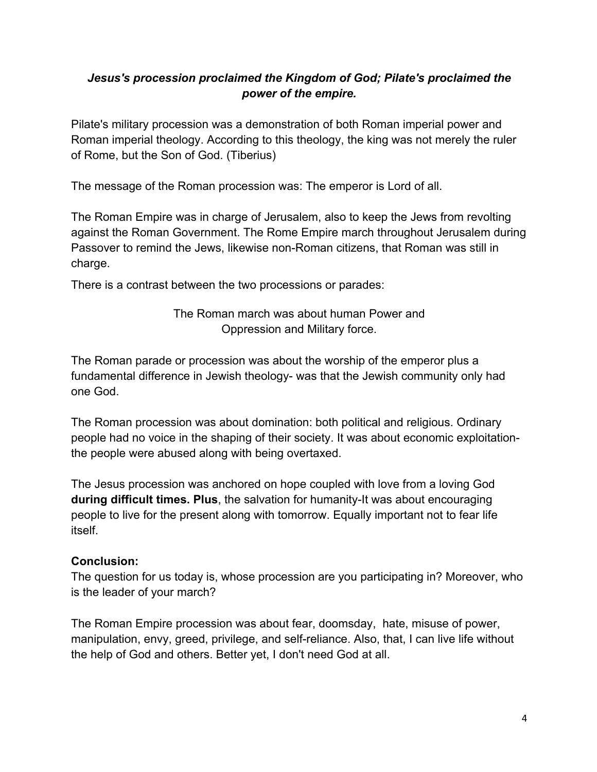***Jesus's procession proclaimed the Kingdom of God; Pilate's proclaimed the power of the empire.***

Pilate's military procession was a demonstration of both Roman imperial power and Roman imperial theology. According to this theology, the king was not merely the ruler of Rome, but the Son of God. (Tiberius)

The message of the Roman procession was: The emperor is Lord of all.

The Roman Empire was in charge of Jerusalem, also to keep the Jews from revolting against the Roman Government. The Rome Empire march throughout Jerusalem during Passover to remind the Jews, likewise non-Roman citizens, that Roman was still in charge.

There is a contrast between the two processions or parades:

The Roman march was about human Power and
Oppression and Military force.

The Roman parade or procession was about the worship of the emperor plus a fundamental difference in Jewish theology- was that the Jewish community only had one God.

The Roman procession was about domination: both political and religious. Ordinary people had no voice in the shaping of their society. It was about economic exploitation- the people were abused along with being overtaxed.

The Jesus procession was anchored on hope coupled with love from a loving God **during difficult times. Plus**, the salvation for humanity-It was about encouraging people to live for the present along with tomorrow. Equally important not to fear life itself.

**Conclusion:**
The question for us today is, whose procession are you participating in? Moreover, who is the leader of your march?

The Roman Empire procession was about fear, doomsday, hate, misuse of power, manipulation, envy, greed, privilege, and self-reliance. Also, that, I can live life without the help of God and others. Better yet, I don't need God at all.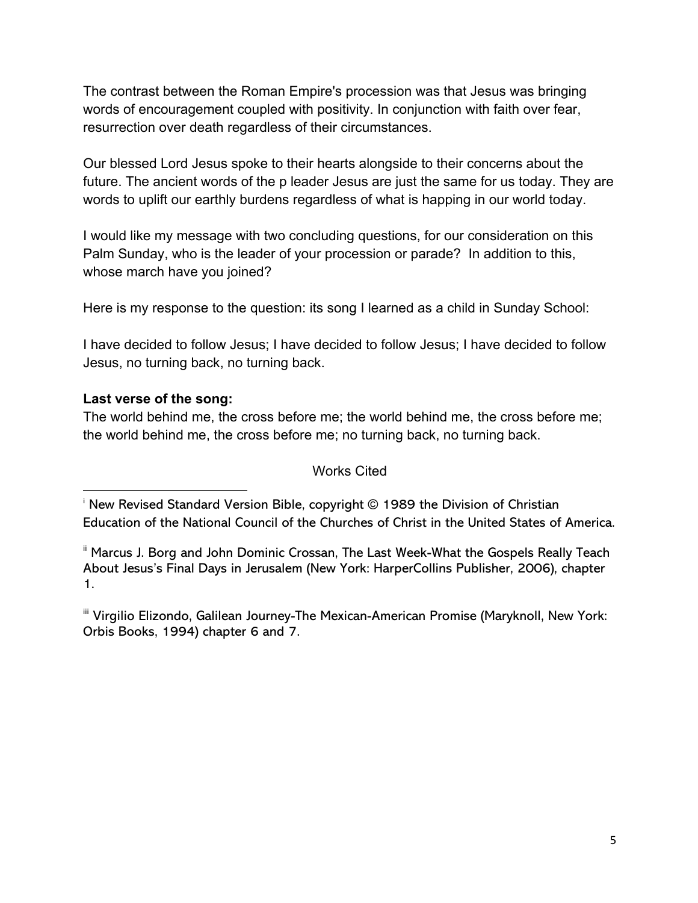The contrast between the Roman Empire's procession was that Jesus was bringing words of encouragement coupled with positivity. In conjunction with faith over fear, resurrection over death regardless of their circumstances.

Our blessed Lord Jesus spoke to their hearts alongside to their concerns about the future. The ancient words of the p leader Jesus are just the same for us today. They are words to uplift our earthly burdens regardless of what is happing in our world today.

I would like my message with two concluding questions, for our consideration on this Palm Sunday, who is the leader of your procession or parade? In addition to this, whose march have you joined?

Here is my response to the question: its song I learned as a child in Sunday School:

I have decided to follow Jesus; I have decided to follow Jesus; I have decided to follow Jesus, no turning back, no turning back.

**Last verse of the song:**
The world behind me, the cross before me; the world behind me, the cross before me; the world behind me, the cross before me; no turning back, no turning back.

Works Cited

---

[i] New Revised Standard Version Bible, copyright © 1989 the Division of Christian Education of the National Council of the Churches of Christ in the United States of America.

[ii] Marcus J. Borg and John Dominic Crossan, The Last Week-What the Gospels Really Teach About Jesus's Final Days in Jerusalem (New York: HarperCollins Publisher, 2006), chapter 1.

[iii] Virgilio Elizondo, Galilean Journey-The Mexican-American Promise (Maryknoll, New York: Orbis Books, 1994) chapter 6 and 7.